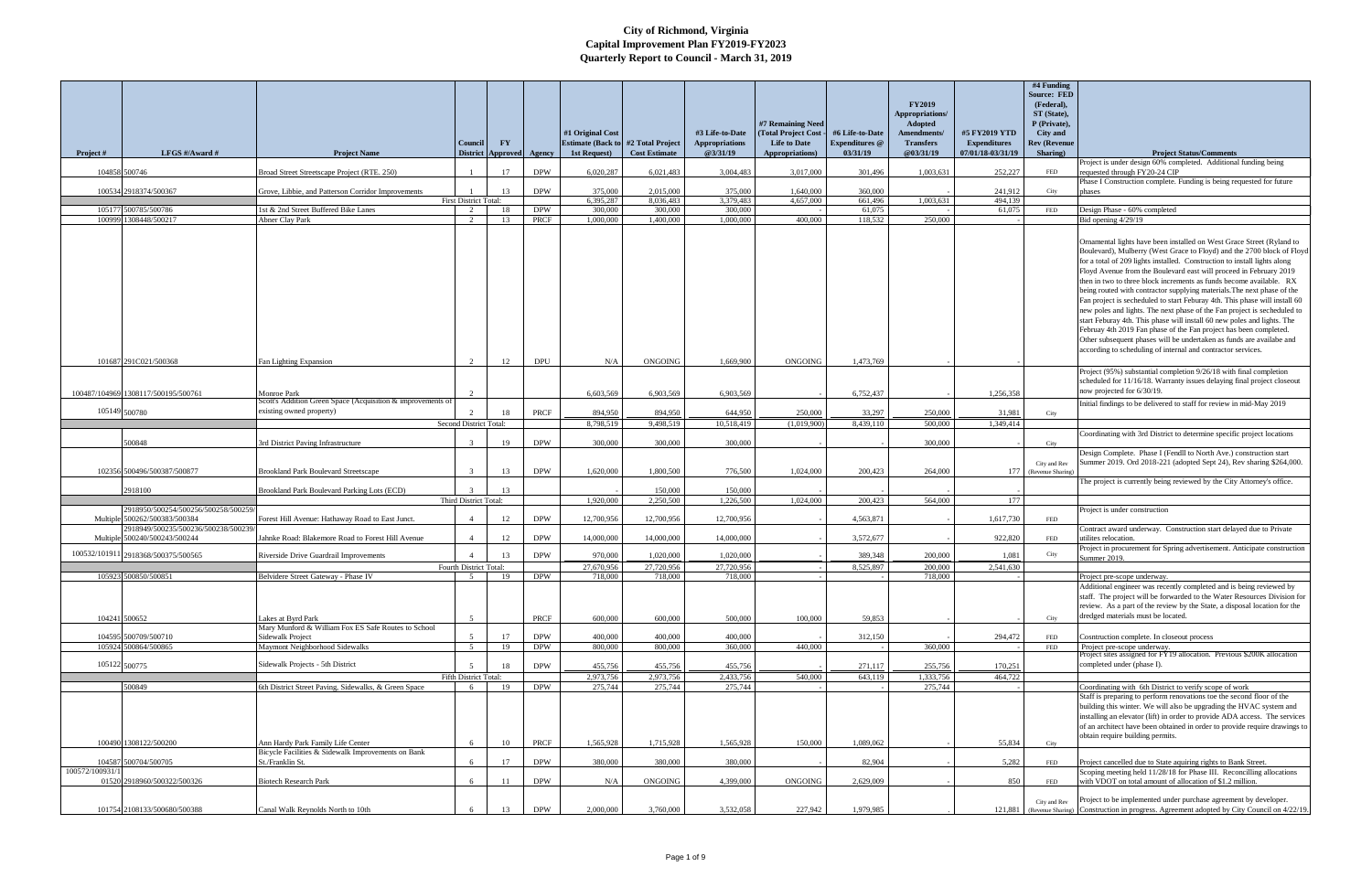# City of Richmond, Virginia
## Capital Improvement Plan FY2019-FY2023
### Quarterly Report to Council - March 31, 2019

| Project # | LFGS #/Award # | Project Name | Council District | FY Approved | Agency | #1 Original Cost Estimate (Back to 1st Request) | #2 Total Project Cost Estimate | #3 Life-to-Date Appropriations @3/31/19 | #7 Remaining Need (Total Project Cost - Life to Date Appropriations) | #6 Life-to-Date Expenditures @ 03/31/19 | FY2019 Appropriations/ Adopted Amendments/ Transfers @03/31/19 | #5 FY2019 YTD Expenditures 07/01/18-03/31/19 | #4 Funding Source: FED (Federal), ST (State), P (Private), City and Rev (Revenue Sharing) | Project Status/Comments |
|---|---|---|---|---|---|---|---|---|---|---|---|---|---|---|
| 104858 | 500746 | Broad Street Streetscape Project (RTE. 250) | 1 | 17 | DPW | 6,020,287 | 6,021,483 | 3,004,483 | 3,017,000 | 301,496 | 1,003,631 | 252,227 | FED | Project is under design 60% completed. Additional funding being requested through FY20-24 CIP |
| 100534 | 2918374/500367 | Grove, Libbie, and Patterson Corridor Improvements | 1 | 13 | DPW | 375,000 | 2,015,000 | 375,000 | 1,640,000 | 360,000 | - | 241,912 | City | Phase I Construction complete. Funding is being requested for future phases |
| | | First District Total: | | | | 6,395,287 | 8,036,483 | 3,379,483 | 4,657,000 | 661,496 | 1,003,631 | 494,139 | | |
| 105177 | 500785/500786 | 1st & 2nd Street Buffered Bike Lanes | 2 | 18 | DPW | 300,000 | 300,000 | 300,000 | - | 61,075 | - | 61,075 | FED | Design Phase - 60% completed |
| 100999 | 1308448/500217 | Abner Clay Park | 2 | 13 | PRCF | 1,000,000 | 1,400,000 | 1,000,000 | 400,000 | 118,532 | 250,000 | - | | Bid opening 4/29/19 |
| 101687 | 291C021/500368 | Fan Lighting Expansion | 2 | 12 | DPU | N/A | ONGOING | 1,669,900 | ONGOING | 1,473,769 | - | - | | Ornamental lights have been installed on West Grace Street (Ryland to Boulevard), Mulberry (West Grace to Floyd) and the 2700 block of Floyd for a total of 209 lights installed. Construction to install lights along Floyd Avenue from the Boulevard east will proceed in February 2019 then in two to three block increments as funds become available. RX being routed with contractor supplying materials.The next phase of the Fan project is secheduled to start Feburay 4th. This phase will install 60 new poles and lights. The next phase of the Fan project is secheduled to start Feburay 4th. This phase will install 60 new poles and lights. The Februay 4th 2019 Fan phase of the Fan project has been completed. Other subsequent phases will be undertaken as funds are availabe and according to scheduling of internal and contractor services. |
| 100487/104969 | 1308117/500195/500761 | Monroe Park | 2 | | | 6,603,569 | 6,903,569 | 6,903,569 | - | 6,752,437 | - | 1,256,358 | | Project (95%) substantial completion 9/26/18 with final completion scheduled for 11/16/18. Warranty issues delaying final project closeout now projected for 6/30/19. |
| 105149 | 500780 | Scott's Addition Green Space (Acquisition & improvements of existing owned property) | 2 | 18 | PRCF | 894,950 | 894,950 | 644,950 | 250,000 | 33,297 | 250,000 | 31,981 | City | Initial findings to be delivered to staff for review in mid-May 2019 |
| | | Second District Total: | | | | 8,798,519 | 9,498,519 | 10,518,419 | (1,019,900) | 8,439,110 | 500,000 | 1,349,414 | | |
| | 500848 | 3rd District Paving Infrastructure | 3 | 19 | DPW | 300,000 | 300,000 | 300,000 | - | - | 300,000 | - | City | Coordinating with 3rd District to determine specific project locations |
| 102356 | 500496/500387/500877 | Brookland Park Boulevard Streetscape | 3 | 13 | DPW | 1,620,000 | 1,800,500 | 776,500 | 1,024,000 | 200,423 | 264,000 | 177 | City and Rev (Revenue Sharing) | Design Complete. Phase I (Fendll to North Ave.) construction start Summer 2019. Ord 2018-221 (adopted Sept 24), Rev sharing $264,000. |
| | 2918100 | Brookland Park Boulevard Parking Lots (ECD) | 3 | 13 | | - | 150,000 | 150,000 | - | - | - | - | | The project is currently being reviewed by the City Attorney's office. |
| | | Third District Total: | | | | 1,920,000 | 2,250,500 | 1,226,500 | 1,024,000 | 200,423 | 564,000 | 177 | | |
| Multiple | 2918950/500254/500256/500258/500259/500262/500383/500384 | Forest Hill Avenue: Hathaway Road to East Junct. | 4 | 12 | DPW | 12,700,956 | 12,700,956 | 12,700,956 | - | 4,563,871 | - | 1,617,730 | FED | Project is under construction |
| Multiple | 2918949/500235/500236/500238/500239/500240/500243/500244 | Jahnke Road: Blakemore Road to Forest Hill Avenue | 4 | 12 | DPW | 14,000,000 | 14,000,000 | 14,000,000 | - | 3,572,677 | - | 922,820 | FED | Contract award underway. Construction start delayed due to Private utilites relocation. |
| 100532/101911 | 2918368/500375/500565 | Riverside Drive Guardrail Improvements | 4 | 13 | DPW | 970,000 | 1,020,000 | 1,020,000 | - | 389,348 | 200,000 | 1,081 | City | Project in procurement for Spring advertisement. Anticipate construction Summer 2019. |
| | | Fourth District Total: | | | | 27,670,956 | 27,720,956 | 27,720,956 | - | 8,525,897 | 200,000 | 2,541,630 | | |
| 105923 | 500850/500851 | Belvidere Street Gateway - Phase IV | 5 | 19 | DPW | 718,000 | 718,000 | 718,000 | - | - | 718,000 | - | | Project pre-scope underway. |
| 104241 | 500652 | Lakes at Byrd Park | 5 | | PRCF | 600,000 | 600,000 | 500,000 | 100,000 | 59,853 | - | - | City | Additional engineer was recently completed and is being reviewed by staff. The project will be forwarded to the Water Resources Division for review. As a part of the review by the State, a disposal location for the dredged materials must be located. |
| 104595 | 500709/500710 | Mary Munford & William Fox ES Safe Routes to School Sidewalk Project | 5 | 17 | DPW | 400,000 | 400,000 | 400,000 | - | 312,150 | - | 294,472 | FED | Cosntruction complete. In closeout process |
| 105924 | 500864/500865 | Maymont Neighborhood Sidewalks | 5 | 19 | DPW | 800,000 | 800,000 | 360,000 | 440,000 | - | 360,000 | - | FED | Project pre-scope underway. |
| 105122 | 500775 | Sidewalk Projects - 5th District | 5 | 18 | DPW | 455,756 | 455,756 | 455,756 | - | 271,117 | 255,756 | 170,251 | | Project sites assigned for FY19 allocation. Previous $200K allocation completed under (phase I). |
| | | Fifth District Total: | | | | 2,973,756 | 2,973,756 | 2,433,756 | 540,000 | 643,119 | 1,333,756 | 464,722 | | |
| | 500849 | 6th District Street Paving, Sidewalks, & Green Space | 6 | 19 | DPW | 275,744 | 275,744 | 275,744 | - | - | 275,744 | - | | Coordinating with 6th District to verify scope of work |
| 100490 | 1308122/500200 | Ann Hardy Park Family Life Center | 6 | 10 | PRCF | 1,565,928 | 1,715,928 | 1,565,928 | 150,000 | 1,089,062 | - | 55,834 | City | Staff is preparing to perform renovations toe the second floor of the building this winter. We will also be upgrading the HVAC system and installing an elevator (lift) in order to provide ADA access. The services of an architect have been obtained in order to provide require drawings to obtain require building permits. |
| 104587 | 500704/500705 | Bicycle Facilities & Sidewalk Improvements on Bank St./Franklin St. | 6 | 17 | DPW | 380,000 | 380,000 | 380,000 | - | 82,904 | - | 5,282 | FED | Project cancelled due to State aquiring rights to Bank Street. |
| 100572/100931/101520 | 2918960/500322/500326 | Biotech Research Park | 6 | 11 | DPW | N/A | ONGOING | 4,399,000 | ONGOING | 2,629,009 | - | 850 | FED | Scoping meeting held 11/28/18 for Phase III. Reconciling allocations with VDOT on total amount of allocation of $1.2 million. |
| 101754 | 2108133/500680/500388 | Canal Walk Reynolds North to 10th | 6 | 13 | DPW | 2,000,000 | 3,760,000 | 3,532,058 | 227,942 | 1,979,985 | - | 121,881 | City and Rev (Revenue Sharing) | Project to be implemented under purchase agreement by developer. Construction in progress. Agreement adopted by City Council on 4/22/19. |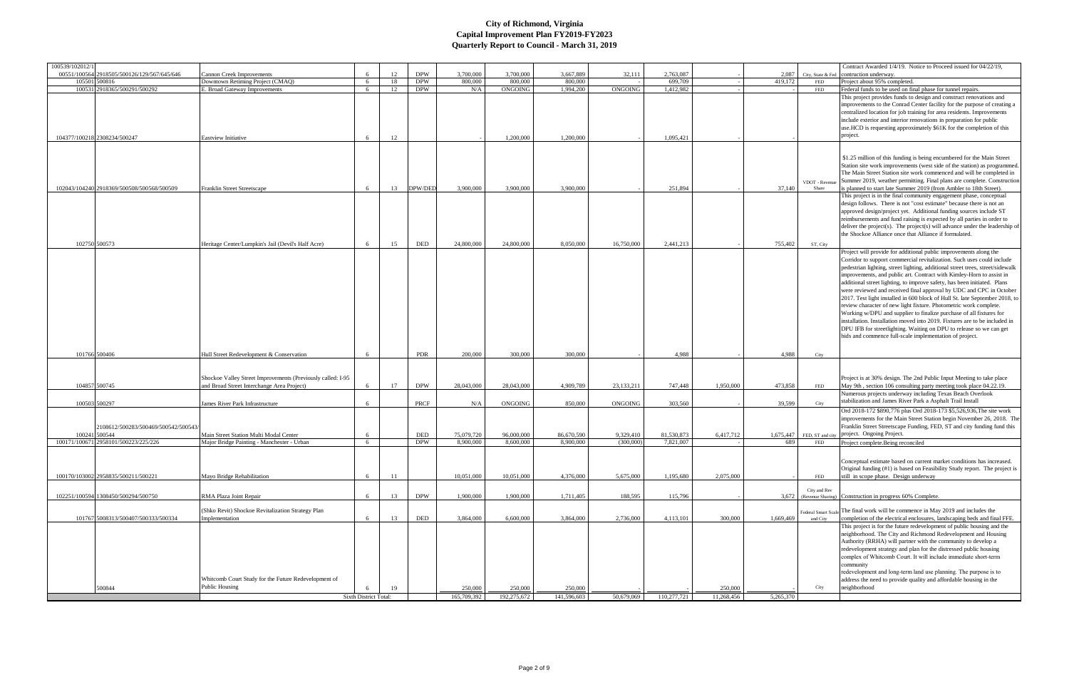# City of Richmond, Virginia
## Capital Improvement Plan FY2019-FY2023
### Quarterly Report to Council - March 31, 2019

| | | | | | | | | | | | | | | |
|---|---|---|---|---|---|---|---|---|---|---|---|---|---|---|
| 100539/102012/100551/100564 | 2918505/500126/129/567/645/646 | Cannon Creek Improvements | 6 | 12 | DPW | 3,700,000 | 3,700,000 | 3,667,889 | 32,111 | 2,763,087 | - | 2,087 | City, State & Fed | Contract Awarded 1/4/19. Notice to Proceed issued for 04/22/19, contruction underway. |
| 105501 | 500816 | Downtown Retiming Project (CMAQ) | 6 | 18 | DPW | 800,000 | 800,000 | 800,000 | - | 699,709 | - | 419,172 | FED | Project about 95% completed. |
| 100531 | 2918365/500291/500292 | E. Broad Gateway Improvements | 6 | 12 | DPW | N/A | ONGOING | 1,994,200 | ONGOING | 1,412,982 | - | - | FED | Federal funds to be used on final phase for tunnel repairs. |
| 104377/100218 | 2308234/500247 | Eastview Initiative | 6 | 12 | | - | 1,200,000 | 1,200,000 | - | 1,095,421 | - | - | | This project provides funds to design and construct renovations and improvements to the Conrad Center facility for the purpose of creating a centralized location for job training for area residents. Improvements include exterior and interior renovations in preparation for public use.HCD is requesting approximately $61K for the completion of this project. |
| 102043/104240 | 2918369/500508/500568/500509 | Franklin Street Streetscape | 6 | 13 | DPW/DED | 3,900,000 | 3,900,000 | 3,900,000 | - | 251,894 | - | 37,140 | VDOT - Revenue Share | $1.25 million of this funding is being encumbered for the Main Street Station site work improvements (west side of the station) as programmed. The Main Street Station site work commenced and will be completed in Summer 2019, weather permitting. Final plans are complete. Construction is planned to start late Summer 2019 (from Ambler to 18th Street). |
| 102750 | 500573 | Heritage Center/Lumpkin's Jail (Devil's Half Acre) | 6 | 15 | DED | 24,800,000 | 24,800,000 | 8,050,000 | 16,750,000 | 2,441,213 | - | 755,402 | ST, City | This project is in the final community engagement phase, conceptual design follows. There is not "cost estimate" because there is not an approved design/project yet. Additional funding sources include ST reimbursements and fund raising is expected by all parties in order to deliver the project(s). The project(s) will advance under the leadership of the Shockoe Alliance once that Alliance if formulated. |
| 101766 | 500406 | Hull Street Redevelopment & Conservation | 6 | | PDR | 200,000 | 300,000 | 300,000 | - | 4,988 | - | 4,988 | City | Project will provide for additional public improvements along the Corridor to support commercial revitalization. Such uses could include pedestrian lighting, street lighting, additional street trees, street/sidewalk improvements, and public art. Contract with Kimley-Horn to assist in additional street lighting, to improve safety, has been initiated. Plans were reviewed and received final approval by UDC and CPC in October 2017. Test light installed in 600 block of Hull St. late September 2018, to review character of new light fixture. Photometric work complete. Working w/DPU and supplier to finalize purchase of all fixtures for installation. Installation moved into 2019. Fixtures are to be included in DPU IFB for streetlighting. Waiting on DPU to release so we can get bids and commence full-scale implementation of project. |
| 104857 | 500745 | Shockoe Valley Street Improvements (Previously called: I-95 and Broad Street Interchange Area Project) | 6 | 17 | DPW | 28,043,000 | 28,043,000 | 4,909,789 | 23,133,211 | 747,448 | 1,950,000 | 473,858 | FED | Project is at 30% design. The 2nd Public Input Meeting to take place May 9th , section 106 consulting party meeting took place 04.22.19. |
| 100503 | 500297 | James River Park Infrastructure | 6 | | PRCF | N/A | ONGOING | 850,000 | ONGOING | 303,560 | - | 39,599 | City | Numerous projects underway including Texas Beach Overlook stabilization and James River Park a Asphalt Trail Install |
| 100241 | 2108612/500283/500469/500542/500543/500544 | Main Street Station Multi Modal Center | 6 | | DED | 75,079,720 | 96,000,000 | 86,670,590 | 9,329,410 | 81,530,873 | 6,417,712 | 1,675,447 | FED, ST and city | Ord 2018-172 $890,776 plus Ord 2018-173 $5,526,936,The site work improvements for the Main Street Station begin November 26, 2018. The Franklin Street Streetscape Funding, FED, ST and city funding fund this project. Ongoing Project. |
| 100171/100671 | 2958101/500223/225/226 | Major Bridge Painting - Manchester - Urban | 6 | | DPW | 8,900,000 | 8,600,000 | 8,900,000 | (300,000) | 7,821,007 | - | 689 | FED | Project complete.Being reconciled |
| 100170/103002 | 2958835/500211/500221 | Mayo Bridge Rehabilitation | 6 | 11 | | 10,051,000 | 10,051,000 | 4,376,000 | 5,675,000 | 1,195,680 | 2,075,000 | - | FED | Conceptual estimate based on current market conditions has increased. Original funding (#1) is based on Feasibility Study report. The project is still in scope phase. Design underway |
| 102251/100594 | 1308450/500294/500750 | RMA Plaza Joint Repair | 6 | 13 | DPW | 1,900,000 | 1,900,000 | 1,711,405 | 188,595 | 115,796 | - | 3,672 | City and Rev (Revenue Sharing) | Construction in progress 60% Complete. |
| 101767 | 5008313/500407/500333/500334 | (Shko Revit) Shockoe Revitalization Strategy Plan Implementation | 6 | 13 | DED | 3,864,000 | 6,600,000 | 3,864,000 | 2,736,000 | 4,113,101 | 300,000 | 1,669,469 | Federal Smart Scale and City | The final work will be commence in May 2019 and includes the completion of the electrical enclosures, landscaping beds and final FFE. |
| | 500844 | Whitcomb Court Study for the Future Redevelopment of Public Housing | 6 | 19 | | 250,000 | 250,000 | 250,000 | - | - | 250,000 | - | City | This project is for the future redevelopment of public housing and the neighborhood. The City and Richmond Redevelopment and Housing Authority (RRHA) will partner with the community to develop a redevelopment strategy and plan for the distressed public housing complex of Whitcomb Court. It will include immediate short-term community redevelopment and long-term land use planning. The purpose is to address the need to provide quality and affordable housing in the neighborhood |
| | | Sixth District Total: | | | | 165,709,392 | 192,275,672 | 141,596,603 | 50,679,069 | 110,277,721 | 11,268,456 | 5,265,370 | | |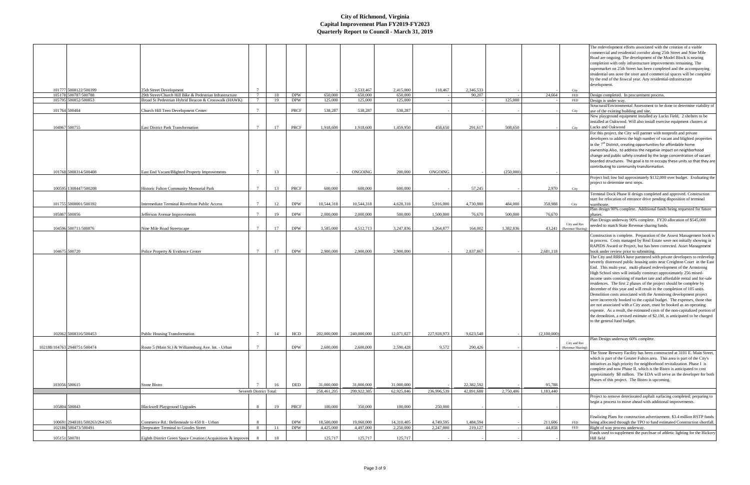# City of Richmond, Virginia
## Capital Improvement Plan FY2019-FY2023
### Quarterly Report to Council - March 31, 2019

| | | | | | | | | | | | | | | |
|---|---|---|---|---|---|---|---|---|---|---|---|---|---|---|
| 101777 | 5008122/500399 | 25th Street Development | 7 | | | - | 2,533,467 | 2,415,000 | 118,467 | 2,346,533 | - | - | City | The redevelopment efforts associated with the creation of a viable commercial and residential corridor along 25th Street and Nine Mile Road are ongoing. The development of the Model Block is nearing completion with only infrastructure improvements remaining. The supermarket on 25th Street has been completed and the accompanying residential uns aove the store aned commercial spaces will be complete by the end of the fiswcal year. Any residential-infrastructure development. |
| 105178 | 500787/500788 | 29th Street/Church Hill Bike & Pedestrian Infrastructure | 7 | 18 | DPW | 650,000 | 650,000 | 650,000 | - | 90,207 | - | 24,664 | FED | Design completed. In procurement process. |
| 105795 | 500852/500853 | Broad St Pedestrian Hybrid Beacon & Crosswalk (HAWK) | 7 | 19 | DPW | 125,000 | 125,000 | 125,000 | - | - | 125,000 | - | FED | Design is under way. |
| 101764 | 500404 | Church Hill Teen Development Center | 7 | | PRCF | 538,287 | 538,287 | 538,287 | - | - | - | - | City | Structural/Environmental Assessment to be done to determine viability of use of the existing building and site, |
| 104967 | 500755 | East District Park Transformation | 7 | 17 | PRCF | 1,918,600 | 1,918,600 | 1,459,950 | 458,650 | 291,617 | 508,650 | - | City | New playground equipment installed ay Lucks Field, 2 shelters to be installed at Oakwood. Will also install exercise equipment clusters at Lucks and Oakwood |
| 101768 | 5008314/500408 | East End Vacant/Blighted Property Improvements | 7 | 13 | | - | ONGOING | 200,000 | ONGOING | - | (250,000) | - | | For this project, the City will partner with nonprofit and private developers to address the high number of vacant and blighted properties in the 7th District, creating opportunities for affordable home ownership.Also, to address the negative impact on neighborhood change and public safety created by the large concentration of vacant boarded structures. The goal is to re-occupy these units so that they are contributing to community transformation. |
| 100595 | 1308447/500208 | Historic Fulton Community Memorial Park | 7 | 13 | PRCF | 600,000 | 600,000 | 600,000 | - | 57,245 | - | 2,970 | City | Project bid; low bid approximately $132,000 over budget. Evaluating the project to determine next steps. |
| 101755 | 5008001/500392 | Intermediate Terminal Riverfront Public Access | 7 | 12 | DPW | 10,544,318 | 10,544,318 | 4,628,318 | 5,916,000 | 4,730,980 | 484,000 | 358,988 | City | Terminal Dock Phase II design completed and approved. Construction start for relocation of entrance drive pending disposition of terminal warehouse. |
| 105867 | 500856 | Jefferson Avenue Improvements | 7 | 19 | DPW | 2,000,000 | 2,000,000 | 500,000 | 1,500,000 | 76,670 | 500,000 | 76,670 | | Plan design 90% complete. Additional funds being requested for future phases. |
| 104596 | 500711/500876 | Nine Mile Road Streetscape | 7 | 17 | DPW | 3,585,000 | 4,512,713 | 3,247,836 | 1,264,877 | 164,002 | 1,382,836 | 43,241 | City and Rev (Revenue Sharing) | Plan Design underway 90% complete. FY20 allocation of $545,000 needed to match State Revenue sharing funds. |
| 104675 | 500720 | Police Property & Evidence Center | 7 | 17 | DPW | 2,900,000 | 2,900,000 | 2,900,000 | - | 2,837,867 | - | 2,681,118 | | Construction is complete. Preparation of the Assest Management book is in process. Costs managed by Real Estate were not initially showing in RAPIDS Award or Project, but has been corrected. Asset Management book under review prior to submitting. |
| 102062 | 5008316/500453 | Public Housing Transformation | 7 | 14 | HCD | 202,000,000 | 240,000,000 | 12,071,027 | 227,928,973 | 9,623,548 | - | (2,100,000) | | The City and RRHA have partnered with private developers to redevelop severely distressed public housing units near Creighton Court in the East End. This multi-year, multi-phased redevelopment of the Armstrong High School sites will initially construct approximately 256 mixed-income units consisting of market rate and affordable rental and for-sale residences. The first 2 phases of the project should be complete by december of this year and will result in the completion of 105 units. Demolition costs associated with the Armstrong development project were incorrectly booked to the capital budget. The expenses, those that are not associated with a City asset, must be booked as an operating expense. As a result, the estimated costs of the non-capitalized portion of the demolition, a revised estimate of $2.1M, is anticipated to be charged to the general fund budget. |
| 102188/104763 | 2948751/500474 | Route 5 (Main St.) & Williamsburg Ave. Int. - Urban | 7 | | DPW | 2,600,000 | 2,600,000 | 2,590,428 | 9,572 | 290,426 | - | - | City and Rev (Revenue Sharing) | Plan Design underway 60% complete. |
| 103056 | 500615 | Stone Bistro | 7 | 16 | DED | 31,000,000 | 31,000,000 | 31,000,000 | - | 22,382,592 | - | 95,788 | | The Stone Brewery Facility has been constructed at 3101 E. Main Street, which is part of the Greater Fulton area. This area is part of the City's initiatives as high priority for neighborhood revitalization. Phase I is complete and now Phase II, which is the Bistro is anticipated to cost approximately $8 million. The EDA will serve as the developer for both Phases of this project. The Bistro is upcoming. |
| | | Seventh District Total: | | | | 258,461,205 | 299,922,385 | 62,925,846 | 236,996,539 | 42,891,688 | 2,750,486 | 1,183,440 | | |
| 105804 | 500843 | Blackwell Playground Upgrades | 8 | 19 | PRCF | 100,000 | 350,000 | 100,000 | 250,000 | - | - | - | | Project to remove deteriorated asphalt surfacing completed; perparing to begin a process to move ahead with additional improvements. |
| 100691 | 2948181/500263/264/265 | Commerce Rd.: Bellemeade to 450 ft - Urban | 8 | | DPW | 18,500,000 | 19,060,000 | 14,310,405 | 4,749,595 | 1,484,594 | - | 211,606 | FED | Finalizing Plans for construction advertisement. $3.4 million RSTP funds being allocated through the TPO to fund estimated Construction shortfall. |
| 102186 | 500473/500491 | Deepwater Terminal to Goodes Street | 8 | 11 | DPW | 4,425,000 | 4,497,000 | 2,250,000 | 2,247,000 | 219,127 | - | 44,858 | FED | Right of way process underway. |
| 105151 | 500781 | Eighth District Green Space Creation (Acquisitions & improver | 8 | 18 | | 125,717 | 125,717 | 125,717 | - | - | - | - | | Funds used to supplement the purchase of athletic lighting for the Hickory Hill field |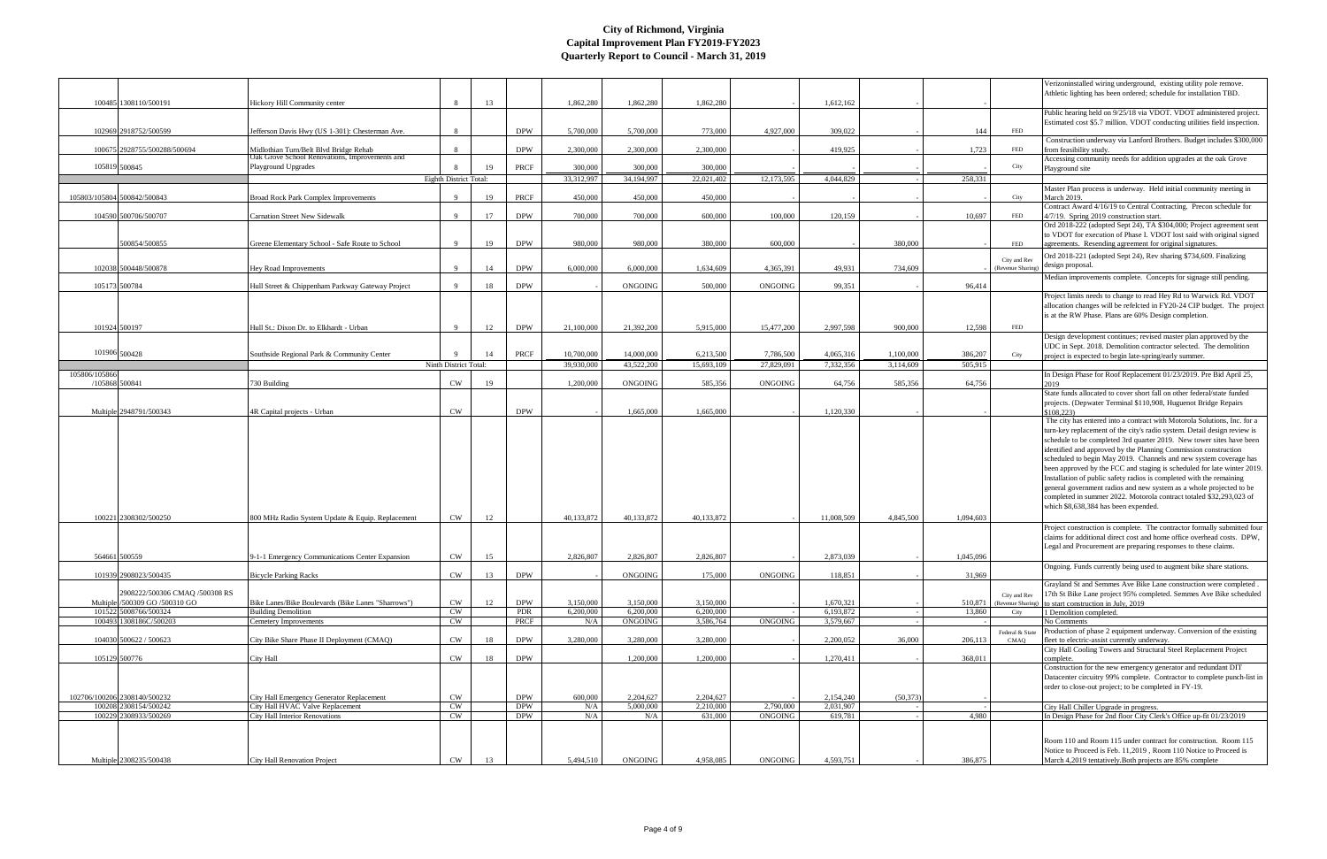# City of Richmond, Virginia
## Capital Improvement Plan FY2019-FY2023
## Quarterly Report to Council - March 31, 2019

| | | | | | | | | | | | | | | |
|---|---|---|---|---|---|---|---|---|---|---|---|---|---|---|
| 100485 | 1308110/500191 | Hickory Hill Community center | 8 | 13 | | 1,862,280 | 1,862,280 | 1,862,280 | - | 1,612,162 | - | - | | Verizoninstalled wiring underground, existing utility pole remove. Athletic lighting has been ordered; schedule for installation TBD. |
| 102969 | 2918752/500599 | Jefferson Davis Hwy (US 1-301): Chesterman Ave. | 8 | | DPW | 5,700,000 | 5,700,000 | 773,000 | 4,927,000 | 309,022 | - | 144 | FED | Public hearing held on 9/25/18 via VDOT. VDOT administered project. Estimated cost $5.7 million. VDOT conducting utilities field inspection. |
| 100675 | 2928755/500288/500694 | Midlothian Turn/Belt Blvd Bridge Rehab | 8 | | DPW | 2,300,000 | 2,300,000 | 2,300,000 | - | 419,925 | - | 1,723 | FED | Construction underway via Lanford Brothers. Budget includes $300,000 from feasibility study. |
| 105819 | 500845 | Oak Grove School Renovations, Improvements and Playground Upgrades | 8 | 19 | PRCF | 300,000 | 300,000 | 300,000 | - | - | - | - | City | Accessing community needs for addition upgrades at the oak Grove Playground site |
| | | Eighth District Total: | | | | 33,312,997 | 34,194,997 | 22,021,402 | 12,173,595 | 4,044,829 | - | 258,331 | | |
| 105803/105804 | 500842/500843 | Broad Rock Park Complex Improvements | 9 | 19 | PRCF | 450,000 | 450,000 | 450,000 | | | | | City | Master Plan process is underway. Held initial community meeting in March 2019. |
| 104590 | 500706/500707 | Carnation Street New Sidewalk | 9 | 17 | DPW | 700,000 | 700,000 | 600,000 | 100,000 | 120,159 | - | 10,697 | FED | Contract Award 4/16/19 to Central Contracting. Precon schedule for 4/7/19. Spring 2019 construction start. |
| | 500854/500855 | Greene Elementary School - Safe Route to School | 9 | 19 | DPW | 980,000 | 980,000 | 380,000 | 600,000 | - | 380,000 | - | FED | Ord 2018-222 (adopted Sept 24), TA $304,000; Project agreement sent to VDOT for execution of Phase I. VDOT lost said with original signed agreements. Resending agreement for original signatures. |
| 102038 | 500448/500878 | Hey Road Improvements | 9 | 14 | DPW | 6,000,000 | 6,000,000 | 1,634,609 | 4,365,391 | 49,931 | 734,609 | - | City and Rev (Revenue Sharing) | Ord 2018-221 (adopted Sept 24), Rev sharing $734,609. Finalizing design proposal. |
| 105173 | 500784 | Hull Street & Chippenham Parkway Gateway Project | 9 | 18 | DPW | - | ONGOING | 500,000 | ONGOING | 99,351 | - | 96,414 | | Median improvements complete. Concepts for signage still pending. |
| 101924 | 500197 | Hull St.: Dixon Dr. to Elkhardt - Urban | 9 | 12 | DPW | 21,100,000 | 21,392,200 | 5,915,000 | 15,477,200 | 2,997,598 | 900,000 | 12,598 | FED | Project limits needs to change to read Hey Rd to Warwick Rd. VDOT allocation changes will be refelcted in FY20-24 CIP budget. The project is at the RW Phase. Plans are 60% Design completion. |
| 101906 | 500428 | Southside Regional Park & Community Center | 9 | 14 | PRCF | 10,700,000 | 14,000,000 | 6,213,500 | 7,786,500 | 4,065,316 | 1,100,000 | 386,207 | City | Design development continues; revised master plan approved by the UDC in Sept. 2018. Demolition contractor selected. The demolition project is expected to begin late-spring/early summer. |
| | | Ninth District Total: | | | | 39,930,000 | 43,522,200 | 15,693,109 | 27,829,091 | 7,332,356 | 3,114,609 | 505,915 | | |
| 105806/105866 /105868 | 500841 | 730 Building | CW | 19 | | 1,200,000 | ONGOING | 585,356 | ONGOING | 64,756 | 585,356 | 64,756 | | In Design Phase for Roof Replacement 01/23/2019. Pre Bid April 25, 2019 |
| Multiple | 2948791/500343 | 4R Capital projects - Urban | CW | | DPW | - | 1,665,000 | 1,665,000 | - | 1,120,330 | - | - | | State funds allocated to cover short fall on other federal/state funded projects. (Depwater Terminal $110,908, Huguenot Bridge Repairs $108,223) |
| 100221 | 2308302/500250 | 800 MHz Radio System Update & Equip. Replacement | CW | 12 | | 40,133,872 | 40,133,872 | 40,133,872 | - | 11,008,509 | 4,845,500 | 1,094,603 | | The city has entered into a contract with Motorola Solutions, Inc. for a turn-key replacement of the city's radio system. Detail design review is schedule to be completed 3rd quarter 2019. New tower sites have been identified and approved by the Planning Commission construction scheduled to begin May 2019. Channels and new system coverage has been approved by the FCC and staging is scheduled for late winter 2019. Installation of public safety radios is completed with the remaining general government radios and new system as a whole projected to be completed in summer 2022. Motorola contract totaled $32,293,023 of which $8,638,384 has been expended. |
| 564661 | 500559 | 9-1-1 Emergency Communications Center Expansion | CW | 15 | | 2,826,807 | 2,826,807 | 2,826,807 | - | 2,873,039 | - | 1,045,096 | | Project construction is complete. The contractor formally submitted four claims for additional direct cost and home office overhead costs. DPW, Legal and Procurement are preparing responses to these claims. |
| 101939 | 2908023/500435 | Bicycle Parking Racks | CW | 13 | DPW | - | ONGOING | 175,000 | ONGOING | 118,851 | - | 31,969 | | Ongoing. Funds currently being used to augment bike share stations. |
| Multiple | 2908222/500306 CMAQ /500308 RS /500309 GO /500310 GO | Bike Lanes/Bike Boulevards (Bike Lanes "Sharrows") | CW | 12 | DPW | 3,150,000 | 3,150,000 | 3,150,000 | - | 1,670,321 | - | 510,871 | City and Rev (Revenue Sharing) | Grayland St and Semmes Ave Bike Lane construction were completed . 17th St Bike Lane project 95% completed. Semmes Ave Bike scheduled to start construction in July, 2019 |
| 101522 | 5008766/500324 | Building Demolition | CW | | PDR | 6,200,000 | 6,200,000 | 6,200,000 | - | 6,193,872 | - | 13,860 | City | 1 Demolition completed. |
| 100493 | 1308186C/500203 | Cemetery Improvements | CW | | PRCF | N/A | ONGOING | 3,586,764 | ONGOING | 3,579,667 | - | - | | No Comments |
| 104030 | 500622 / 500623 | City Bike Share Phase II Deployment (CMAQ) | CW | 18 | DPW | 3,280,000 | 3,280,000 | 3,280,000 | - | 2,200,052 | 36,000 | 206,113 | Federal & State CMAQ | Production of phase 2 equipment underway. Conversion of the existing fleet to electric-assist currently underway. |
| 105129 | 500776 | City Hall | CW | 18 | DPW | | 1,200,000 | 1,200,000 | - | 1,270,411 | - | 368,011 | | City Hall Cooling Towers and Structural Steel Replacement Project complete. |
| 102706/100206 | 2308140/500232 | City Hall Emergency Generator Replacement | CW | | DPW | 600,000 | 2,204,627 | 2,204,627 | - | 2,154,240 | (50,373) | - | | Construction for the new emergency generator and redundant DIT Datacenter circuitry 99% complete. Contractor to complete punch-list in order to close-out project; to be completed in FY-19. |
| 100208 | 2308154/500242 | City Hall HVAC Valve Replacement | CW | | DPW | N/A | 5,000,000 | 2,210,000 | 2,790,000 | 2,031,907 | - | - | | City Hall Chiller Upgrade in progress. |
| 100229 | 2308933/500269 | City Hall Interior Renovations | CW | | DPW | N/A | N/A | 631,000 | ONGOING | 619,781 | - | 4,980 | | In Design Phase for 2nd floor City Clerk's Office up-fit 01/23/2019 |
| Multiple | 2308235/500438 | City Hall Renovation Project | CW | 13 | | 5,494,510 | ONGOING | 4,958,085 | ONGOING | 4,593,751 | - | 386,875 | | Room 110 and Room 115 under contract for construction. Room 115 Notice to Proceed is Feb. 11,2019 , Room 110 Notice to Proceed is March 4,2019 tentatively.Both projects are 85% complete |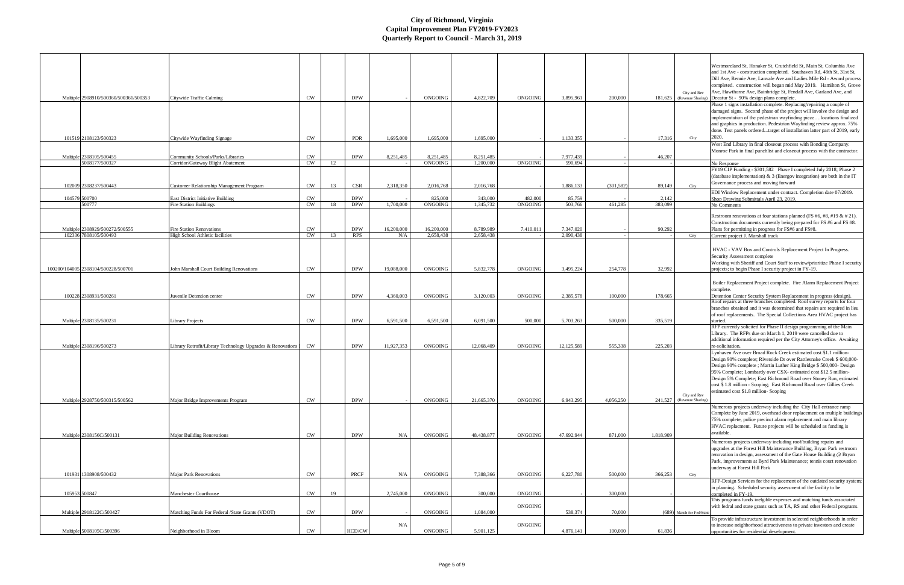# City of Richmond, Virginia
## Capital Improvement Plan FY2019-FY2023
## Quarterly Report to Council - March 31, 2019

| | | | | | | | | | | | | | | |
|---|---|---|---|---|---|---|---|---|---|---|---|---|---|---|
| Multiple | 2908910/500360/500361/500353 | Citywide Traffic Calming | CW | | DPW | - | ONGOING | 4,822,709 | ONGOING | 3,895,961 | 200,000 | 181,625 | City and Rev (Revenue Sharing) | Westmoreland St, Honaker St, Crutchfield St, Main St, Columbia Ave and 1st Ave - construction completed. Southaven Rd, 48th St, 31st St, Dill Ave, Rennie Ave, Lanvale Ave and Ladies Mile Rd - Award process completed. construction will began mid May 2019. Hamilton St, Grove Ave, Hawthorne Ave, Bainbridge St, Fendall Ave, Garland Ave, and Decatur St - 90% design plans complete. |
| 101519 | 2108123/500323 | Citywide Wayfinding Signage | CW | | PDR | 1,695,000 | 1,695,000 | 1,695,000 | - | 1,133,355 | - | 17,316 | City | Phase 1 signs installation complete. Replacing/repairing a couple of damaged signs. Second phase of the project will involve the design and implementation of the pedestrian wayfinding piece….locations finalized and graphics in production. Pedestrian Wayfinding review approx. 75% done. Test panels ordered...target of installation latter part of 2019, early 2020. |
| Multiple | 2308105/500455 | Community Schools/Parks/Libraries | CW | | DPW | 8,251,485 | 8,251,485 | 8,251,485 | - | 7,977,439 | - | 46,207 | | West End Library in final closeout process with Bonding Company. Monroe Park in final punchlist and closeout process with the contractor. |
| | 5008177/500327 | Corridor/Gateway Blight Abatement | CW | 12 | | - | ONGOING | 1,200,000 | ONGOING | 590,694 | - | - | | No Response |
| 102009 | 2308237/500443 | Customer Relationship Management Program | CW | 13 | CSR | 2,318,350 | 2,016,768 | 2,016,768 | - | 1,886,133 | (301,582) | 89,149 | City | FY19 CIP Funding - $301,582 Phase I completed July 2018; Phase 2 (database implementation) & 3 (Energov integration) are both in the IT Governance process and moving forward |
| 104579 | 500700 | East District Initiative Building | CW | | DPW | - | 825,000 | 343,000 | 482,000 | 85,759 | - | 2,142 | | EDI Window Replacement under contract. Completion date 07/2019. Shop Drawing Submittals April 23, 2019. |
| | 500777 | Fire Station Buildings | CW | 18 | DPW | 1,700,000 | ONGOING | 1,345,732 | ONGOING | 503,766 | 461,285 | 383,099 | | No Comments |
| Multiple | 2308929/500272/500555 | Fire Station Renovations | CW | | DPW | 16,200,000 | 16,200,000 | 8,789,989 | 7,410,011 | 7,347,020 | - | 90,292 | | Restroom renovations at four stations planned (FS #6, #8, #19 & # 21). Construction documents currently being prepared for FS #6 and FS #8. Plans for permitting in progress for FS#6 and FS#8. |
| 102336 | 7808105/500493 | High School Athletic facilities | CW | 13 | RPS | N/A | 2,658,438 | 2,658,438 | - | 2,090,438 | - | - | City | Current project J. Marshall track |
| 100200/104005 | 2308104/500228/500701 | John Marshall Court Building Renovations | CW | | DPW | 19,088,000 | ONGOING | 5,832,778 | ONGOING | 3,495,224 | 254,778 | 32,992 | | HVAC - VAV Box and Controls Replacement Project In Progress. Security Assessment complete Working with Sheriff and Court Staff to review/prioritize Phase I security projects; to begin Phase I security project in FY-19. |
| 100228 | 2308931/500261 | Juvenile Detention center | CW | | DPW | 4,360,003 | ONGOING | 3,120,003 | ONGOING | 2,385,578 | 100,000 | 178,665 | | Boiler Replacement Project complete. Fire Alarm Replacement Project complete. Detention Center Security System Replacement in progress (design). |
| Multiple | 2308135/500231 | Library Projects | CW | | DPW | 6,591,500 | 6,591,500 | 6,091,500 | 500,000 | 5,703,263 | 500,000 | 335,519 | | Roof repairs at three branches completed. Roof survey reports for four branches obtained and it was determined that repairs are required in lieu of roof replacements. The Special Collections Area HVAC project has started. |
| Multiple | 2308196/500273 | Library Retrofit/Library Technology Upgrades & Renovations | CW | | DPW | 11,927,353 | ONGOING | 12,068,409 | ONGOING | 12,125,589 | 555,338 | 225,203 | | RFP currently solicited for Phase II design programming of the Main Library. The RFPs due on March 1, 2019 were cancelled due to additional information required per the City Attorney's office. Awaiting re-solicitation. |
| Multiple | 2928750/500315/500562 | Major Bridge Improvements Program | CW | | DPW | - | ONGOING | 21,665,370 | ONGOING | 6,943,295 | 4,056,250 | 241,527 | City and Rev (Revenue Sharing) | Lynhaven Ave over Broad Rock Creek estimated cost $1.1 million-Design 90% complete; Riverside Dr over Rattlesnake Creek $ 600,000-Design 90% complete ; Martin Luther King Bridge $ 500,000- Design 95% Complete; Lombardy over CSX- estimated cost $12.5 million-Design 5% Complete; East Richmond Road over Stoney Run, estimated cost $ 1.8 million - Scoping; East Richmond Road over Gillies Creek estimated cost $1.8 million- Scoping |
| Multiple | 2308156C/500131 | Major Building Renovations | CW | | DPW | N/A | ONGOING | 48,438,877 | ONGOING | 47,692,944 | 871,000 | 1,818,909 | | Numerous projects underway including the City Hall entrance ramp Complete by June 2019, overhead door replacement on multiple buildings 75% complete, police precinct alarm replacement and main library HVAC replacment. Future projects will be scheduled as funding is available. |
| 101931 | 1308908/500432 | Major Park Renovations | CW | | PRCF | N/A | ONGOING | 7,388,366 | ONGOING | 6,227,780 | 500,000 | 366,253 | City | Numerous projects underway including roof/building repairs and upgrades at the Forest Hill Maintenance Building, Bryan Park restroom renovation in design, assessment of the Gate House Building @ Bryan Park, improvements at Byrd Park Maintenance; tennis court renovation underway at Forest Hill Park |
| 105953 | 500847 | Manchester Courthouse | CW | 19 | | 2,745,000 | ONGOING | 300,000 | ONGOING | - | 300,000 | - | | RFP-Design Services for the replacement of the outdated security system; in planning. Scheduled security assessment of the facility to be completed in FY-19. |
| Multiple | 2918122C/500427 | Matching Funds For Federal /State Grants (VDOT) | CW | | DPW | - | ONGOING | 1,084,000 | ONGOING | 538,374 | 70,000 | (689) | Match for Fed/State | This programs funds inelgible expenses and matching funds associated with fedral and state grants such as TA, RS and other Federal programs. |
| Multiple | 5008105C/500396 | Neighborhood in Bloom | CW | | HCD/CW | N/A | ONGOING | 5,901,125 | ONGOING | 4,876,141 | 100,000 | 61,836 | | To provide infrastructure investment in selected neighborhoods in order to increase neighborhood attractiveness to private investors and create opportunities for residential development. |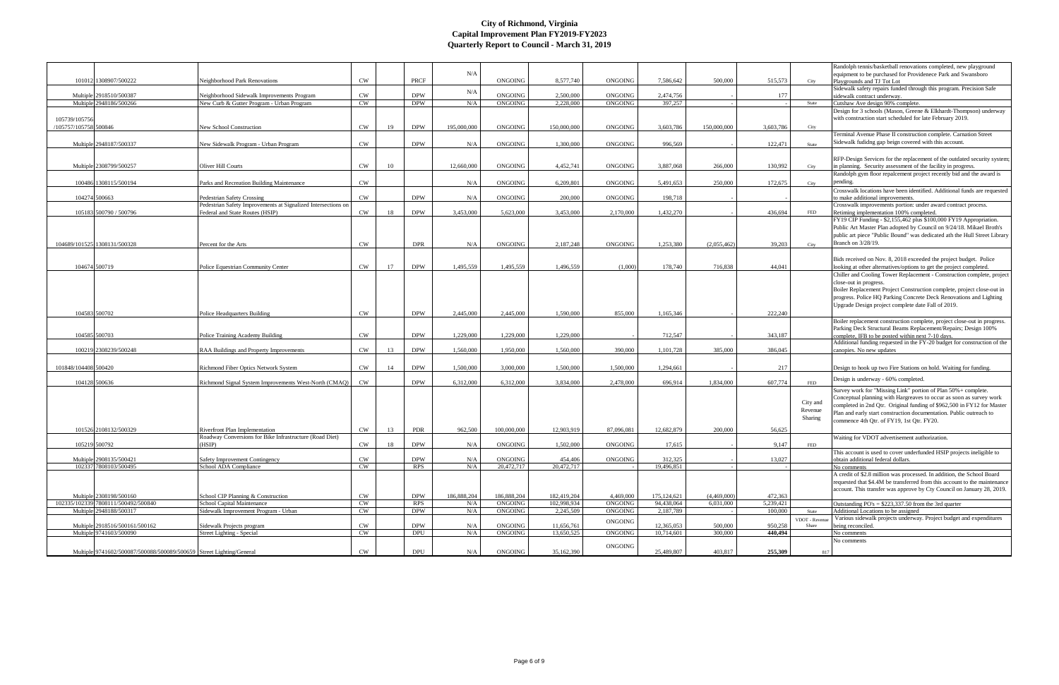# City of Richmond, Virginia
## Capital Improvement Plan FY2019-FY2023
### Quarterly Report to Council - March 31, 2019

| | | | | | | | | | | | | | | | |
|---|---|---|---|---|---|---|---|---|---|---|---|---|---|---|---|
| 101012 | 1308907/500222 | Neighborhood Park Renovations | CW | | PRCF | N/A | ONGOING | 8,577,740 | ONGOING | 7,586,642 | 500,000 | 515,573 | City | Randolph tennis/basketball renovations completed, new playground equipment to be purchased for Providenece Park and Swansboro Playgrounds and TJ Tot Lot |
| Multiple | 2918510/500387 | Neighborhood Sidewalk Improvements Program | CW | | DPW | N/A | ONGOING | 2,500,000 | ONGOING | 2,474,756 | - | 177 | | Sidewalk safety repairs funded through this program. Precision Safe sidewalk contract underway. |
| Multiple | 2948186/500266 | New Curb & Gutter Program - Urban Program | CW | | DPW | N/A | ONGOING | 2,228,000 | ONGOING | 397,257 | - | - | State | Cutshaw Ave design 90% complete. |
| 105739/105756 /105757/105758 | 500846 | New School Construction | CW | 19 | DPW | 195,000,000 | ONGOING | 150,000,000 | ONGOING | 3,603,786 | 150,000,000 | 3,603,786 | City | Design for 3 schools (Mason, Greene & Elkhardt-Thompson) underway with construction start scheduled for late February 2019. |
| Multiple | 2948187/500337 | New Sidewalk Program - Urban Program | CW | | DPW | N/A | ONGOING | 1,300,000 | ONGOING | 996,569 | - | 122,471 | State | Terminal Avenue Phase II construction complete. Carnation Street Sidewalk fudidng gap beign covered with this account. |
| Multiple | 2308799/500257 | Oliver Hill Courts | CW | 10 | | 12,660,000 | ONGOING | 4,452,741 | ONGOING | 3,887,068 | 266,000 | 130,992 | City | RFP-Design Services for the replacement of the outdated security system; in planning. Security assessment of the facility in progress. |
| 100486 | 1308115/500194 | Parks and Recreation Building Maintenance | CW | | | N/A | ONGOING | 6,209,801 | ONGOING | 5,491,653 | 250,000 | 172,675 | City | Randolph gym floor repalcement project recently bid and the award is pending. |
| 104274 | 500663 | Pedestrian Safety Crossing | CW | | DPW | N/A | ONGOING | 200,000 | ONGOING | 198,718 | - | - | | Crosswalk locations have been identified. Additional funds are requested to make additional improvements. |
| 105183 | 500790 / 500796 | Pedestrian Safety Improvements at Signalized Intersections on Federal and State Routes (HSIP) | CW | 18 | DPW | 3,453,000 | 5,623,000 | 3,453,000 | 2,170,000 | 1,432,270 | - | 436,694 | FED | Crosswalk improvements portion: under award contract process. Retiming implementation 100% completed. |
| 104689/101525 | 1308131/500328 | Percent for the Arts | CW | | DPR | N/A | ONGOING | 2,187,248 | ONGOING | 1,253,380 | (2,055,462) | 39,203 | City | FY19 CIP Funding - $2,155,462 plus $100,000 FY19 Appropriation. Public Art Master Plan adopted by Council on 9/24/18. Mikael Broth's public art piece "Public Bound" was dedicated ath the Hull Street Library Branch on 3/28/19. |
| 104674 | 500719 | Police Equestrian Community Center | CW | 17 | DPW | 1,495,559 | 1,495,559 | 1,496,559 | (1,000) | 178,740 | 716,838 | 44,041 | | Bids received on Nov. 8, 2018 exceeded the project budget. Police looking at other alternatives/options to get the project completed. |
| 104583 | 500702 | Police Headquarters Building | CW | | DPW | 2,445,000 | 2,445,000 | 1,590,000 | 855,000 | 1,165,346 | - | 222,240 | | Chiller and Cooling Tower Replacement - Construction complete, project close-out in progress. Boiler Replacement Project Construction complete, project close-out in progress. Police HQ Parking Concrete Deck Renovations and Lighting Upgrade Design project complete date Fall of 2019. |
| 104585 | 500703 | Police Training Academy Building | CW | | DPW | 1,229,000 | 1,229,000 | 1,229,000 | - | 712,547 | - | 343,187 | | Boiler replacement construction complete, project close-out in progress. Parking Deck Structural Beams Replacement/Repairs; Design 100% complete, IFB to be posted within next 7-10 days. |
| 100219 | 2308239/500248 | RAA Buildings and Property Improvements | CW | 13 | DPW | 1,560,000 | 1,950,000 | 1,560,000 | 390,000 | 1,101,728 | 385,000 | 386,045 | | Additional funding requested in the FY-20 budget for construction of the canopies. No new updates |
| 101848/104408 | 500420 | Richmond Fiber Optics Network System | CW | 14 | DPW | 1,500,000 | 3,000,000 | 1,500,000 | 1,500,000 | 1,294,661 | - | 217 | | Design to hook up two Fire Stations on hold. Waiting for funding. |
| 104128 | 500636 | Richmond Signal System Improvements West-North (CMAQ) | CW | | DPW | 6,312,000 | 6,312,000 | 3,834,000 | 2,478,000 | 696,914 | 1,834,000 | 607,774 | FED | Design is underway - 60% completed. |
| 101526 | 2108132/500329 | Riverfront Plan Implementation | CW | 13 | PDR | 962,500 | 100,000,000 | 12,903,919 | 87,096,081 | 12,682,879 | 200,000 | 56,625 | City and Revenue Sharing | Survey work for "Missing Link" portion of Plan 50%+ complete. Conceptual planning with Hargreaves to occur as soon as survey work completed in 2nd Qtr. Original funding of $962,500 in FY12 for Master Plan and early start construction documentation. Public outreach to commence 4th Qtr. of FY19, 1st Qtr. FY20. |
| 105219 | 500792 | Roadway Conversions for Bike Infrastructure (Road Diet) (HSIP) | CW | 18 | DPW | N/A | ONGOING | 1,502,000 | ONGOING | 17,615 | - | 9,147 | FED | Waiting for VDOT advertisement authorization. |
| Multiple | 2908135/500421 | Safety Improvement Contingency | CW | | DPW | N/A | ONGOING | 454,406 | ONGOING | 312,325 | - | 13,027 | | This account is used to cover underfunded HSIP projects ineligible to obtain additional federal dollars. |
| 102337 | 7808103/500495 | School ADA Compliance | CW | | RPS | N/A | 20,472,717 | 20,472,717 | - | 19,496,851 | - | - | | No comments |
| Multiple | 2308198/500160 | School CIP Planning & Construction | CW | | DPW | 186,888,204 | 186,888,204 | 182,419,204 | 4,469,000 | 175,124,621 | (4,469,000) | 472,363 | | A credit of $2.8 million was processed. In addition, the School Board requested that $4.4M be transferred from this account to the maintenance account. This transfer was approve by Cty Council on January 28, 2019. |
| 102335/102339 | 7808111/500492/500840 | School Capital Maintenance | CW | | RPS | N/A | ONGOING | 102,998,934 | ONGOING | 94,438,064 | 6,031,000 | 5,239,421 | | Outstanding PO's = $223,337.50 from the 3rd quarter |
| Multiple | 2948188/500317 | Sidewalk Improvement Program - Urban | CW | | DPW | N/A | ONGOING | 2,245,509 | ONGOING | 2,187,789 | - | 100,000 | State | Additional Locations to be assigned |
| Multiple | 2918516/500161/500162 | Sidewalk Projects program | CW | | DPW | N/A | ONGOING | 11,656,761 | ONGOING | 12,365,053 | 500,000 | 950,258 | VDOT - Revenue Share | Various sidewalk projects underway. Project budget and expenditures being reconciled. |
| Multiple | 9741603/500090 | Street Lighting - Special | CW | | DPU | N/A | ONGOING | 13,650,525 | ONGOING | 10,714,601 | 300,000 | 440,494 | | No comments |
| Multiple | 9741602/500087/500088/500089/500659 | Street Lighting/General | CW | | DPU | N/A | ONGOING | 35,162,390 | ONGOING | 25,489,807 | 403,817 | 255,309 | 817 | No comments |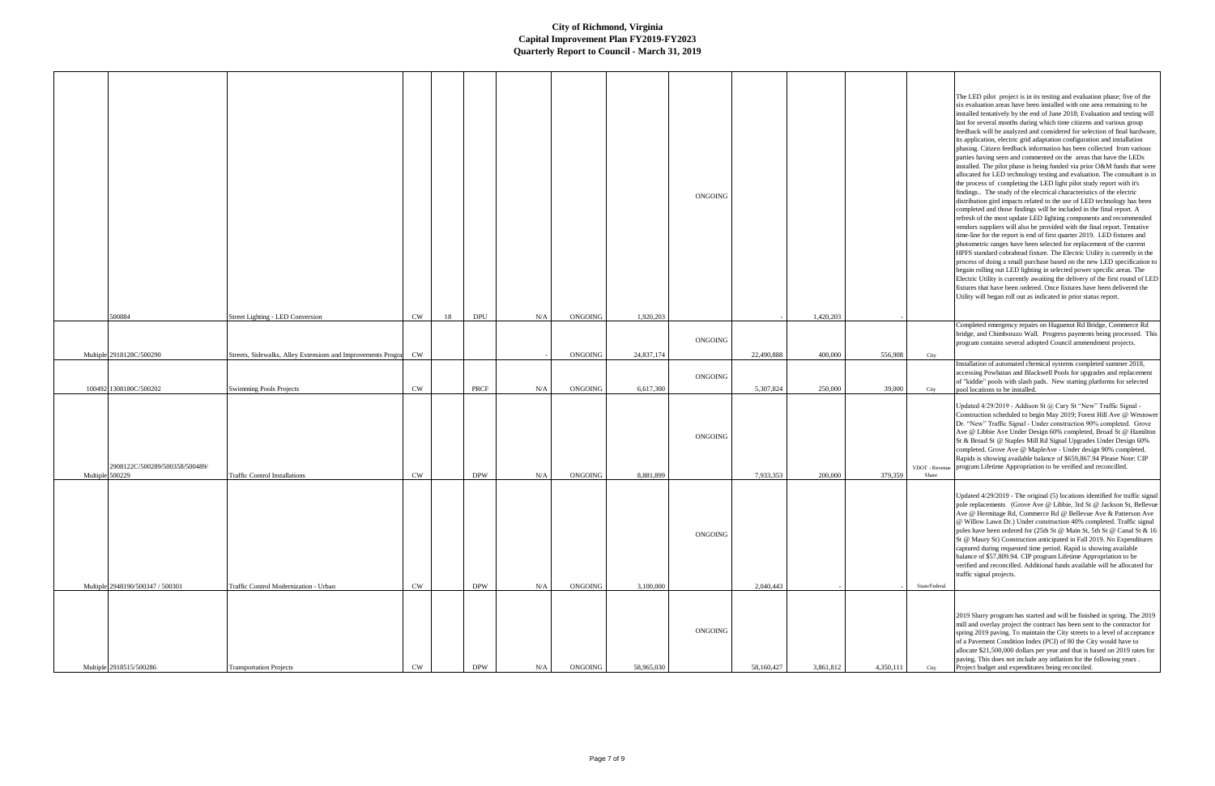# City of Richmond, Virginia
## Capital Improvement Plan FY2019-FY2023
## Quarterly Report to Council - March 31, 2019

| | | | | | | | | | | | | | | |
|---|---|---|---|---|---|---|---|---|---|---|---|---|---|---|
| | 500884 | Street Lighting - LED Conversion | CW | 18 | DPU | N/A | ONGOING | 1,920,203 | ONGOING | - | 1,420,203 | - | | The LED pilot project is in its testing and evaluation phase; five of the six evaluation areas have been installed with one area remaining to be installed tentatively by the end of June 2018; Evaluation and testing will last for several months during which time citizens and various group feedback will be analyzed and considered for selection of final hardware, its application, electric grid adaptation configuration and installation phasing. Citizen feedback information has been collected from various parties having seen and commented on the areas that have the LEDs installed. The pilot phase is being funded via prior O&M funds that were allocated for LED technology testing and evaluation. The consultant is in the process of completing the LED light pilot study report with it's findings.. The study of the electrical characteristics of the electric distribution gird impacts related to the use of LED technology has been completed and those findings will be included in the final report. A refresh of the most update LED lighting components and recommended vendors suppliers will also be provided with the final report. Tentative time-line for the report is end of first quarter 2019. LED fixtures and photometric ranges have been selected for replacement of the current HPFS standard cobrahead fixture. The Electric Utility is currently in the process of doing a small purchase based on the new LED specification to begin rolling out LED lighting in selected power specific areas. The Electric Utility is currently awaiting the delivery of the first round of LED fixtures that have been ordered. Once fixtures have been delivered the Utility will began roll out as indicated in prior status report. |
| Multiple | 2918128C/500290 | Streets, Sidewalks, Alley Extensions and Improvements Progra | CW | | | - | ONGOING | 24,837,174 | ONGOING | 22,490,888 | 400,000 | 556,908 | City | Completed emergency repairs on Huguenot Rd Bridge, Commerce Rd bridge, and Chimborazo Wall. Progress payments being processed. This program contains several adopted Council ammendment projects. |
| 100492 | 1308180C/500202 | Swimming Pools Projects | CW | | PRCF | N/A | ONGOING | 6,617,300 | ONGOING | 5,307,824 | 250,000 | 39,000 | City | Installation of automated chemical systems completed summer 2018, accessing Powhatan and Blackwell Pools for upgrades and replacement of "kiddie" pools with slash pads. New starting platforms for selected pool locations to be installed. |
| Multiple | 2908122C/500289/500358/500489/ 500229 | Traffic Control Installations | CW | | DPW | N/A | ONGOING | 8,881,899 | ONGOING | 7,933,353 | 200,000 | 379,359 | VDOT - Revenue Share | Updated 4/29/2019 - Addison St @ Cary St "New" Traffic Signal - Construction scheduled to begin May 2019; Forest Hill Ave @ Westower Dr. "New" Traffic Signal - Under construction 90% completed. Grove Ave @ Libbie Ave Under Design 60% completed, Broad St @ Hamilton St & Broad St @ Staples Mill Rd Signal Upgrades Under Design 60% completed. Grove Ave @ MapleAve - Under design 90% completed. Rapids is showing available balance of $659,867.94 Please Note: CIP program Lifetime Appropriation to be verified and reconcilled. |
| Multiple | 2948190/500347 / 500301 | Traffic Control Modernization - Urban | CW | | DPW | N/A | ONGOING | 3,100,000 | ONGOING | 2,040,443 | - | - | State/Federal | Updated 4/29/2019 - The original (5) locations identified for traffic signal pole replacements (Grove Ave @ Libbie, 3rd St @ Jackson St, Bellevue Ave @ Hermitage Rd, Commerce Rd @ Bellevue Ave & Patterson Ave @ Willow Lawn Dr.) Under construction 40% completed. Traffic signal poles have been ordered for (25th St @ Main St, 5th St @ Canal St & 16 St @ Maury St) Construction anticipated in Fall 2019. No Expenditures captured during requested time period. Rapid is showing available balance of $57,809.94. CIP program Lifetime Appropriation to be verified and reconcilled. Additional funds available will be allocated for traffic signal projects. |
| Multiple | 2918515/500286 | Transportation Projects | CW | | DPW | N/A | ONGOING | 58,965,030 | ONGOING | 58,160,427 | 3,861,812 | 4,350,111 | City | 2019 Slurry program has started and will be finished in spring. The 2019 mill and overlay project the contract has been sent to the contractor for spring 2019 paving. To maintain the City streets to a level of acceptance of a Pavement Condition Index (PCI) of 80 the City would have to allocate $21,500,000 dollars per year and that is based on 2019 rates for paving. This does not include any inflation for the following years . Project budget and expenditures being reconciled. |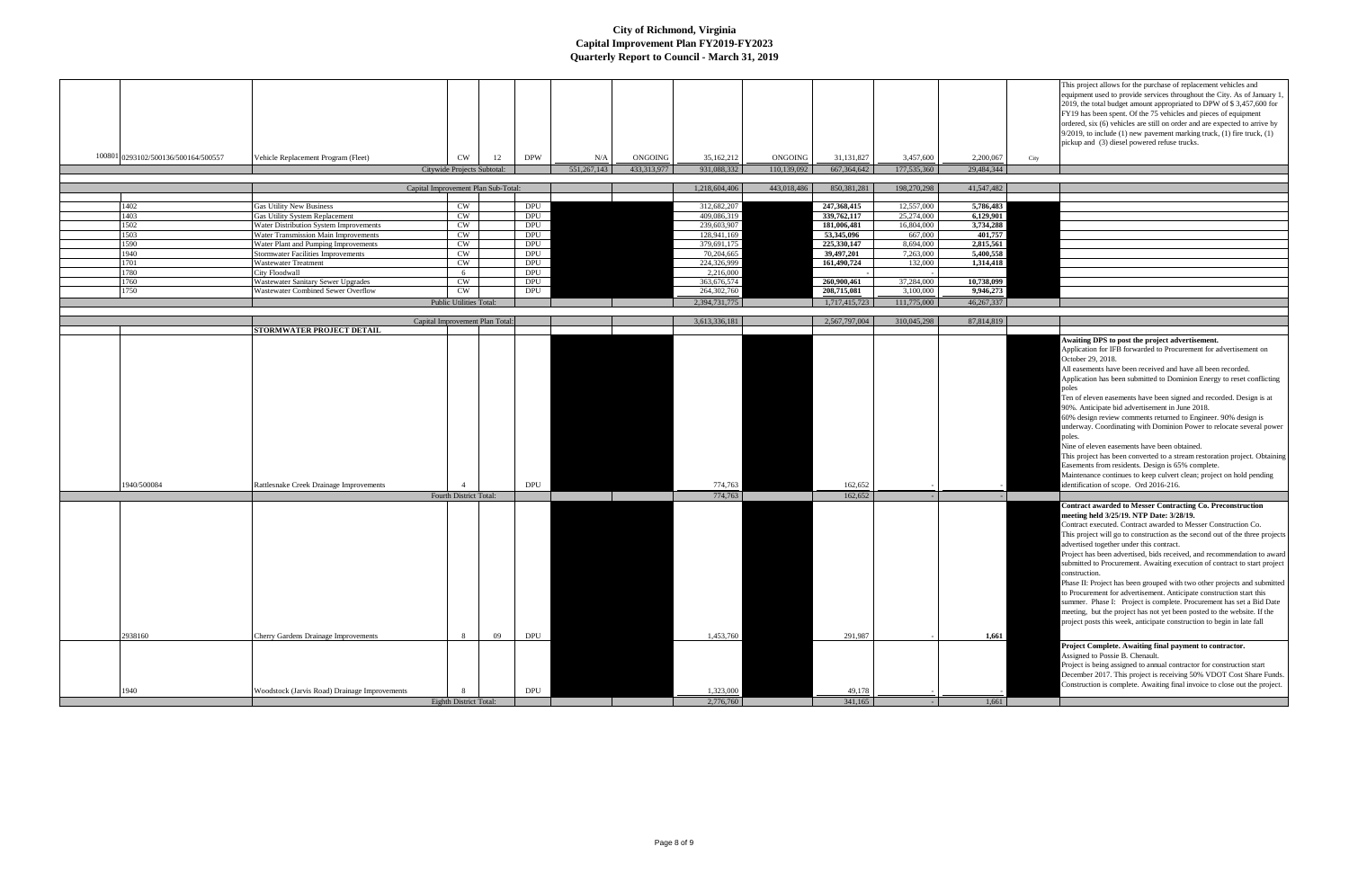# City of Richmond, Virginia
## Capital Improvement Plan FY2019-FY2023
## Quarterly Report to Council - March 31, 2019

| | | | | | | | | | | | | | |
|---|---|---|---|---|---|---|---|---|---|---|---|---|---|
| 100801 | 0293102/500136/500164/500557 | Vehicle Replacement Program (Fleet) | CW | 12 | DPW | N/A | ONGOING | 35,162,212 | ONGOING | 31,131,827 | 3,457,600 | 2,200,067 | City | This project allows for the purchase of replacement vehicles and equipment used to provide services throughout the City. As of January 1, 2019, the total budget amount appropriated to DPW of $ 3,457,600 for FY19 has been spent. Of the 75 vehicles and pieces of equipment ordered, six (6) vehicles are still on order and are expected to arrive by 9/2019, to include (1) new pavement marking truck, (1) fire truck, (1) pickup and (3) diesel powered refuse trucks. |
| | | Citywide Projects Subtotal: | | | | 551,267,143 | 433,313,977 | 931,088,332 | 110,139,092 | 667,364,642 | 177,535,360 | 29,484,344 | | |
| | | Capital Improvement Plan Sub-Total: | | | | | | 1,218,604,406 | 443,018,486 | 850,381,281 | 198,270,298 | 41,547,482 | | |
| | 1402 | Gas Utility New Business | CW | | DPU | | | 312,682,207 | | 247,368,415 | 12,557,000 | 5,786,483 | | |
| | 1403 | Gas Utility System Replacement | CW | | DPU | | | 409,086,319 | | 339,762,117 | 25,274,000 | 6,129,901 | | |
| | 1502 | Water Distribution System Improvements | CW | | DPU | | | 239,603,907 | | 181,006,481 | 16,804,000 | 3,734,288 | | |
| | 1503 | Water Transmission Main Improvements | CW | | DPU | | | 128,941,169 | | 53,345,096 | 667,000 | 401,757 | | |
| | 1590 | Water Plant and Pumping Improvements | CW | | DPU | | | 379,691,175 | | 225,330,147 | 8,694,000 | 2,815,561 | | |
| | 1940 | Stormwater Facilities Improvements | CW | | DPU | | | 70,204,665 | | 39,497,201 | 7,263,000 | 5,400,558 | | |
| | 1701 | Wastewater Treatment | CW | | DPU | | | 224,326,999 | | 161,490,724 | 132,000 | 1,314,418 | | |
| | 1780 | City Floodwall | 6 | | DPU | | | 2,216,000 | | - | - | | | |
| | 1760 | Wastewater Sanitary Sewer Upgrades | CW | | DPU | | | 363,676,574 | | 260,900,461 | 37,284,000 | 10,738,099 | | |
| | 1750 | Wastewater Combined Sewer Overflow | CW | | DPU | | | 264,302,760 | | 208,715,081 | 3,100,000 | 9,946,273 | | |
| | | Public Utilities Total: | | | | | | 2,394,731,775 | | 1,717,415,723 | 111,775,000 | 46,267,337 | | |
| | | Capital Improvement Plan Total: | | | | | | 3,613,336,181 | | 2,567,797,004 | 310,045,298 | 87,814,819 | | |
| | | **STORMWATER PROJECT DETAIL** | | | | | | | | | | | | |
| | 1940/500084 | Rattlesnake Creek Drainage Improvements | 4 | | DPU | | | 774,763 | | 162,652 | - | - | | **Awaiting DPS to post the project advertisement.** Application for IFB forwarded to Procurement for advertisement on October 29, 2018. All easements have been received and have all been recorded. Application has been submitted to Dominion Energy to reset conflicting poles. Ten of eleven easements have been signed and recorded. Design is at 90%. Anticipate bid advertisement in June 2018. 60% design review comments returned to Engineer. 90% design is underway. Coordinating with Dominion Power to relocate several power poles. Nine of eleven easements have been obtained. This project has been converted to a stream restoration project. Obtaining Easements from residents. Design is 65% complete. Maintenance continues to keep culvert clean; project on hold pending identification of scope. Ord 2016-216. |
| | | Fourth District Total: | | | | | | 774,763 | | 162,652 | - | - | | |
| | 2938160 | Cherry Gardens Drainage Improvements | 8 | 09 | DPU | | | 1,453,760 | | 291,987 | - | 1,661 | | **Contract awarded to Messer Contracting Co. Preconstruction meeting held 3/25/19. NTP Date: 3/28/19.** Contract executed. Contract awarded to Messer Construction Co. This project will go to construction as the second out of the three projects advertised together under this contract. Project has been advertised, bids received, and recommendation to award submitted to Procurement. Awaiting execution of contract to start project construction. Phase II: Project has been grouped with two other projects and submitted to Procurement for advertisement. Anticipate construction start this summer. Phase I: Project is complete. Procurement has set a Bid Date meeting, but the project has not yet been posted to the website. If the project posts this week, anticipate construction to begin in late fall |
| | 1940 | Woodstock (Jarvis Road) Drainage Improvements | 8 | | DPU | | | 1,323,000 | | 49,178 | - | - | | **Project Complete. Awaiting final payment to contractor.** Assigned to Possie B. Chenault. Project is being assigned to annual contractor for construction start December 2017. This project is receiving 50% VDOT Cost Share Funds. Construction is complete. Awaiting final invoice to close out the project. |
| | | Eighth District Total: | | | | | | 2,776,760 | | 341,165 | - | 1,661 | | |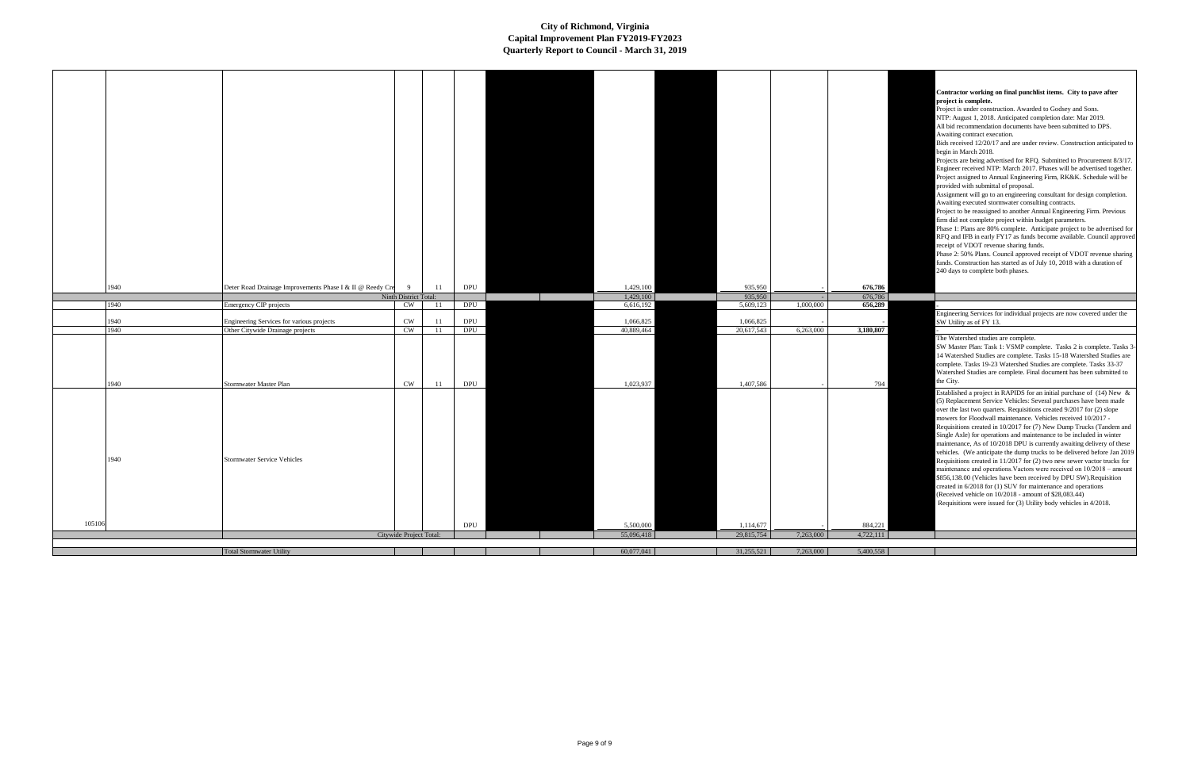# City of Richmond, Virginia
## Capital Improvement Plan FY2019-FY2023
## Quarterly Report to Council - March 31, 2019

| | | | | | | | | | | | | | | |
|---|---|---|---|---|---|---|---|---|---|---|---|---|---|---|
| | 1940 | Deter Road Drainage Improvements Phase I & II @ Reedy Cre | 9 | 11 | DPU | | | 1,429,100 | | 935,950 | - | 676,786 | | **Contractor working on final punchlist items. City to pave after project is complete.** Project is under construction. Awarded to Godsey and Sons. NTP: August 1, 2018. Anticipated completion date: Mar 2019. All bid recommendation documents have been submitted to DPS. Awaiting contract execution. Bids received 12/20/17 and are under review. Construction anticipated to begin in March 2018. Projects are being advertised for RFQ. Submitted to Procurement 8/3/17. Engineer received NTP: March 2017. Phases will be advertised together. Project assigned to Annual Engineering Firm, RK&K. Schedule will be provided with submittal of proposal. Assignment will go to an engineering consultant for design completion. Awaiting executed stormwater consulting contracts. Project to be reassigned to another Annual Engineering Firm. Previous firm did not complete project within budget parameters. Phase 1: Plans are 80% complete. Anticipate project to be advertised for RFQ and IFB in early FY17 as funds become available. Council approved receipt of VDOT revenue sharing funds. Phase 2: 50% Plans. Council approved receipt of VDOT revenue sharing funds. Construction has started as of July 10, 2018 with a duration of 240 days to complete both phases. |
| | | Ninth District Total: | | | | | | 1,429,100 | | 935,950 | - | 676,786 | | |
| | 1940 | Emergency CIP projects | CW | 11 | DPU | | | 6,616,192 | | 5,609,123 | 1,000,000 | 656,289 | | - |
| | 1940 | Engineering Services for various projects | CW | 11 | DPU | | | 1,066,825 | | 1,066,825 | - | - | | Engineering Services for individual projects are now covered under the SW Utility as of FY 13. |
| | 1940 | Other Citywide Drainage projects | CW | 11 | DPU | | | 40,889,464 | | 20,617,543 | 6,263,000 | 3,180,807 | | - |
| | 1940 | Stormwater Master Plan | CW | 11 | DPU | | | 1,023,937 | | 1,407,586 | - | 794 | | The Watershed studies are complete. SW Master Plan: Task 1: VSMP complete. Tasks 2 is complete. Tasks 3-14 Watershed Studies are complete. Tasks 15-18 Watershed Studies are complete. Tasks 19-23 Watershed Studies are complete. Tasks 33-37 Watershed Studies are complete. Final document has been submitted to the City. |
| 105106 | 1940 | Stormwater Service Vehicles | | | DPU | | | 5,500,000 | | 1,114,677 | - | 884,221 | | Established a project in RAPIDS for an initial purchase of (14) New & (5) Replacement Service Vehicles: Several purchases have been made over the last two quarters. Requisitions created 9/2017 for (2) slope mowers for Floodwall maintenance. Vehicles received 10/2017 - Requisitions created in 10/2017 for (7) New Dump Trucks (Tandem and Single Axle) for operations and maintenance to be included in winter maintenance, As of 10/2018 DPU is currently awaiting delivery of these vehicles. (We anticipate the dump trucks to be delivered before Jan 2019 Requisitions created in 11/2017 for (2) two new sewer vactor trucks for maintenance and operations.Vactors were received on 10/2018 – amount $856,138.00 (Vehicles have been received by DPU SW).Requisition created in 6/2018 for (1) SUV for maintenance and operations (Received vehicle on 10/2018 - amount of $28,083.44) Requisitions were issued for (3) Utility body vehicles in 4/2018. |
| | | Citywide Project Total: | | | | | | 55,096,418 | | 29,815,754 | 7,263,000 | 4,722,111 | | |
| | | Total Stormwater Utility | | | | | | 60,077,041 | | 31,255,521 | 7,263,000 | 5,400,558 | | |